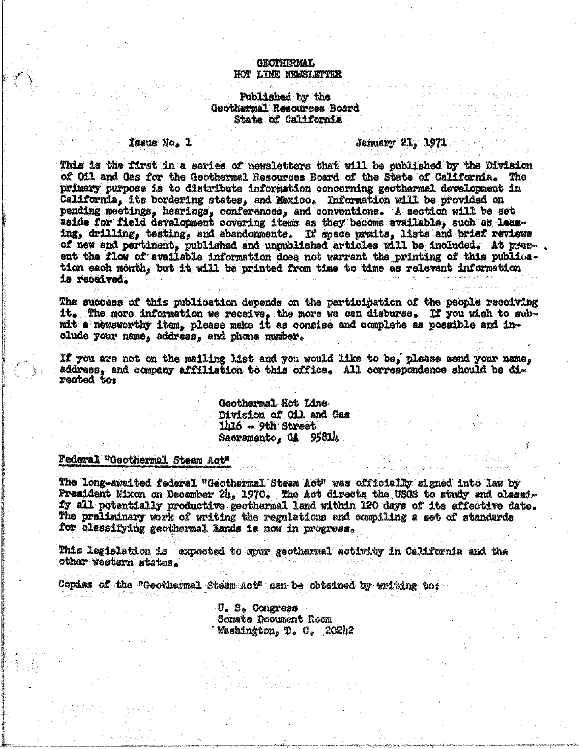GEOTHERMAL
HOT LINE NEWSLETTER

Published by the
Geothermal Resources Board
State of California

Issue No. 1 January 21, 1971

This is the first in a series of newsletters that will be published by the Division of Oil and Gas for the Geothermal Resources Board of the State of California. The primary purpose is to distribute information concerning geothermal development in California, its bordering states, and Mexico. Information will be provided on pending meetings, hearings, conferences, and conventions. A section will be set aside for field development covering items as they become available, such as leasing, drilling, testing, and abandonments. If space permits, lists and brief reviews of new and pertinent, published and unpublished articles will be included. At present the flow of available information does not warrant the printing of this publication each month, but it will be printed from time to time as relevant information is received.

The success of this publication depends on the participation of the people receiving it. The more information we receive, the more we can disburse. If you wish to submit a newsworthy item, please make it as concise and complete as possible and include your name, address, and phone number.

If you are not on the mailing list and you would like to be, please send your name, address, and company affiliation to this office. All correspondence should be directed to:

Geothermal Hot Line
Division of Oil and Gas
1416 - 9th Street
Sacramento, CA 95814

## Federal "Geothermal Steam Act"

The long-awaited federal "Geothermal Steam Act" was officially signed into law by President Nixon on December 24, 1970. The Act directs the USGS to study and classify all potentially productive geothermal land within 120 days of its effective date. The preliminary work of writing the regulations and compiling a set of standards for classifying geothermal lands is now in progress.

This legislation is expected to spur geothermal activity in California and the other western states.

Copies of the "Geothermal Steam Act" can be obtained by writing to:

U. S. Congress
Senate Document Room
Washington, D. C. 20242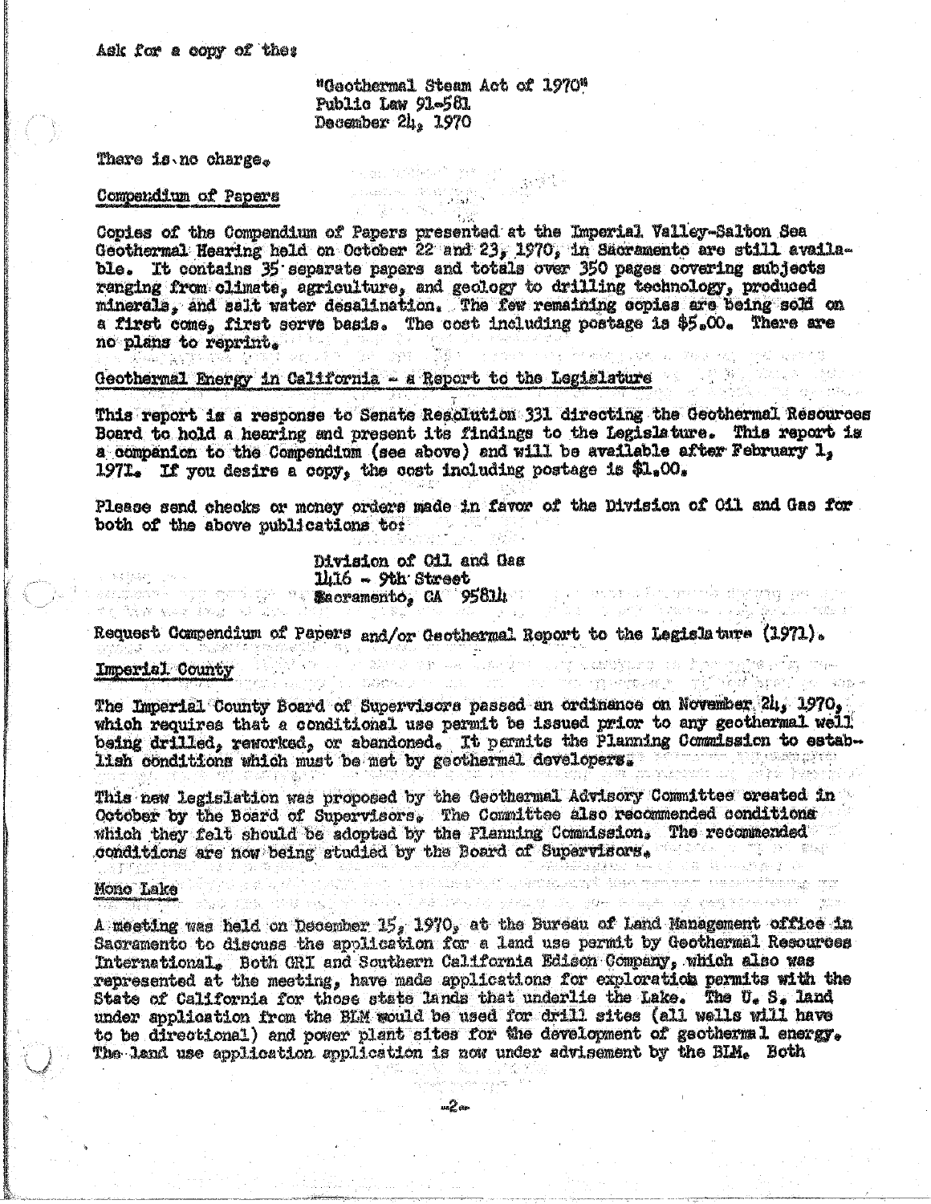Ask for a copy of the:

"Geothermal Steam Act of 1970"
Public Law 91-581
December 24, 1970

There is no charge.

Compendium of Papers

Copies of the Compendium of Papers presented at the Imperial Valley-Salton Sea Geothermal Hearing held on October 22 and 23, 1970, in Sacramento are still available. It contains 35 separate papers and totals over 350 pages covering subjects ranging from climate, agriculture, and geology to drilling technology, produced minerals, and salt water desalination. The few remaining copies are being sold on a first come, first serve basis. The cost including postage is $5.00. There are no plans to reprint.

Geothermal Energy in California - a Report to the Legislature

This report is a response to Senate Resolution 331 directing the Geothermal Resources Board to hold a hearing and present its findings to the Legislature. This report is a companion to the Compendium (see above) and will be available after February 1, 1971. If you desire a copy, the cost including postage is $1.00.

Please send checks or money orders made in favor of the Division of Oil and Gas for both of the above publications to:

Division of Oil and Gas
1416 - 9th Street
Sacramento, CA 95814

Request Compendium of Papers and/or Geothermal Report to the Legislature (1971).

Imperial County

The Imperial County Board of Supervisors passed an ordinance on November 24, 1970, which requires that a conditional use permit be issued prior to any geothermal well being drilled, reworked, or abandoned. It permits the Planning Commission to establish conditions which must be met by geothermal developers.

This new legislation was proposed by the Geothermal Advisory Committee created in October by the Board of Supervisors. The Committee also recommended conditions which they felt should be adopted by the Planning Commission. The recommended conditions are now being studied by the Board of Supervisors.

Mono Lake

A meeting was held on December 15, 1970, at the Bureau of Land Management office in Sacramento to discuss the application for a land use permit by Geothermal Resources International. Both GRI and Southern California Edison Company, which also was represented at the meeting, have made applications for exploration permits with the State of California for those state lands that underlie the Lake. The U. S. land under application from the BLM would be used for drill sites (all wells will have to be directional) and power plant sites for the development of geothermal energy. The land use application application is now under advisement by the BLM. Both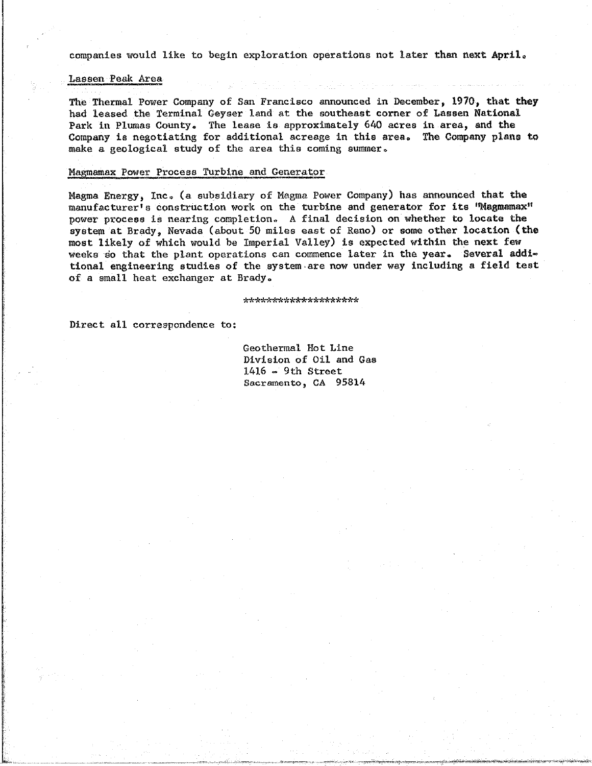companies would like to begin exploration operations not later than next April.

## Lassen Peak Area

The Thermal Power Company of San Francisco announced in December, 1970, that they had leased the Terminal Geyser land at the southeast corner of Lassen National Park in Plumas County. The lease is approximately 640 acres in area, and the Company is negotiating for additional acreage in this area. The Company plans to make a geological study of the area this coming summer.

## Magmamax Power Process Turbine and Generator

Magma Energy, Inc. (a subsidiary of Magma Power Company) has announced that the manufacturer's construction work on the turbine and generator for its "Magmamax" power process is nearing completion. A final decision on whether to locate the system at Brady, Nevada (about 50 miles east of Reno) or some other location (the most likely of which would be Imperial Valley) is expected within the next few weeks so that the plant operations can commence later in the year. Several additional engineering studies of the system are now under way including a field test of a small heat exchanger at Brady.

********************

Direct all correspondence to:

Geothermal Hot Line
Division of Oil and Gas
1416 - 9th Street
Sacramento, CA 95814